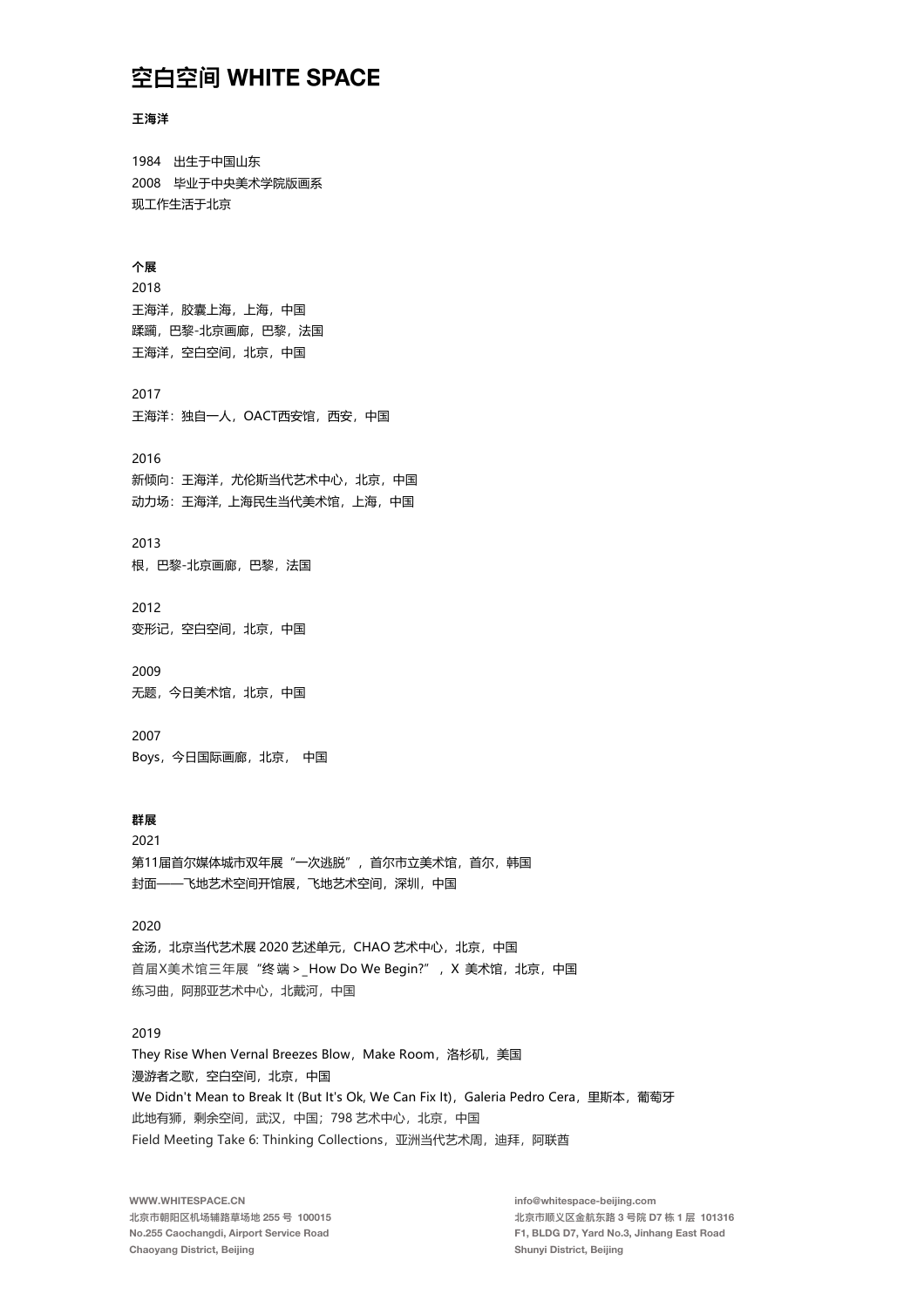# 空白空间 WHITE SPACE

**王海洋**

1984　出生于中国山东
2008　毕业于中央美术学院版画系
现工作生活于北京

**个展**

2018
王海洋，胶囊上海，上海，中国
蹂躏，巴黎-北京画廊，巴黎，法国
王海洋，空白空间，北京，中国

2017
王海洋：独自一人，OACT西安馆，西安，中国

2016
新倾向：王海洋，尤伦斯当代艺术中心，北京，中国
动力场：王海洋, 上海民生当代美术馆，上海，中国

2013
根，巴黎-北京画廊，巴黎，法国

2012
变形记，空白空间，北京，中国

2009
无题，今日美术馆，北京，中国

2007
Boys，今日国际画廊，北京， 中国

**群展**

2021
第11届首尔媒体城市双年展"一次逃脱"，首尔市立美术馆，首尔，韩国
封面——飞地艺术空间开馆展，飞地艺术空间，深圳，中国

2020
金汤，北京当代艺术展 2020 艺述单元，CHAO 艺术中心，北京，中国
首届X美术馆三年展"终端 > _How Do We Begin?"，X 美术馆，北京，中国
练习曲，阿那亚艺术中心，北戴河，中国

2019
They Rise When Vernal Breezes Blow，Make Room，洛杉矶，美国
漫游者之歌，空白空间，北京，中国
We Didn't Mean to Break It (But It's Ok, We Can Fix It)，Galeria Pedro Cera，里斯本，葡萄牙
此地有狮，剩余空间，武汉，中国；798 艺术中心，北京，中国
Field Meeting Take 6: Thinking Collections，亚洲当代艺术周，迪拜，阿联酋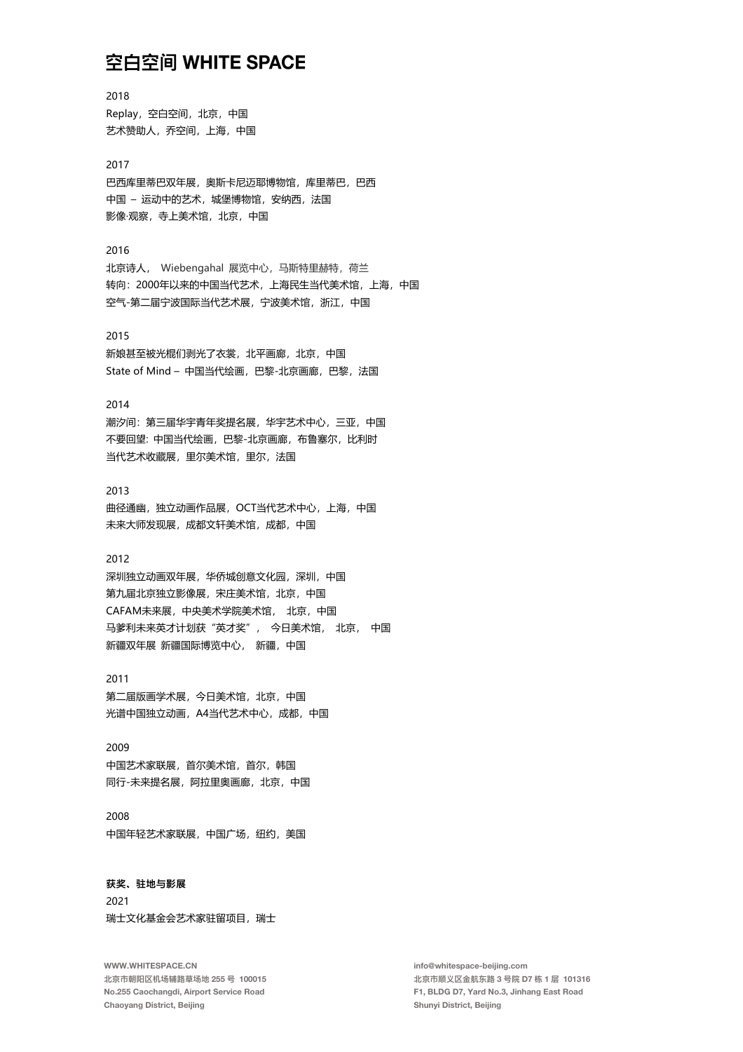# 空白空间 WHITE SPACE

2018

Replay，空白空间，北京，中国

艺术赞助人，乔空间，上海，中国

2017

巴西库里蒂巴双年展，奥斯卡尼迈耶博物馆，库里蒂巴，巴西

中国 – 运动中的艺术，城堡博物馆，安纳西，法国

影像·观察，寺上美术馆，北京，中国

2016

北京诗人， Wiebengahal 展览中心，马斯特里赫特，荷兰

转向：2000年以来的中国当代艺术，上海民生当代美术馆，上海，中国

空气-第二届宁波国际当代艺术展，宁波美术馆，浙江，中国

2015

新娘甚至被光棍们剥光了衣裳，北平画廊，北京，中国

State of Mind – 中国当代绘画，巴黎-北京画廊，巴黎，法国

2014

潮汐间：第三届华宇青年奖提名展，华宇艺术中心，三亚，中国

不要回望: 中国当代绘画，巴黎-北京画廊，布鲁塞尔，比利时

当代艺术收藏展，里尔美术馆，里尔，法国

2013

曲径通幽，独立动画作品展，OCT当代艺术中心，上海，中国

未来大师发现展，成都文轩美术馆，成都，中国

2012

深圳独立动画双年展，华侨城创意文化园，深圳，中国

第九届北京独立影像展，宋庄美术馆，北京，中国

CAFAM未来展，中央美术学院美术馆， 北京，中国

马爹利未来英才计划获“英才奖”， 今日美术馆， 北京， 中国

新疆双年展 新疆国际博览中心， 新疆，中国

2011

第二届版画学术展，今日美术馆，北京，中国

光谱中国独立动画，A4当代艺术中心，成都，中国

2009

中国艺术家联展，首尔美术馆，首尔，韩国

同行-未来提名展，阿拉里奥画廊，北京，中国

2008

中国年轻艺术家联展，中国广场，纽约，美国

**获奖、驻地与影展**

2021

瑞士文化基金会艺术家驻留项目，瑞士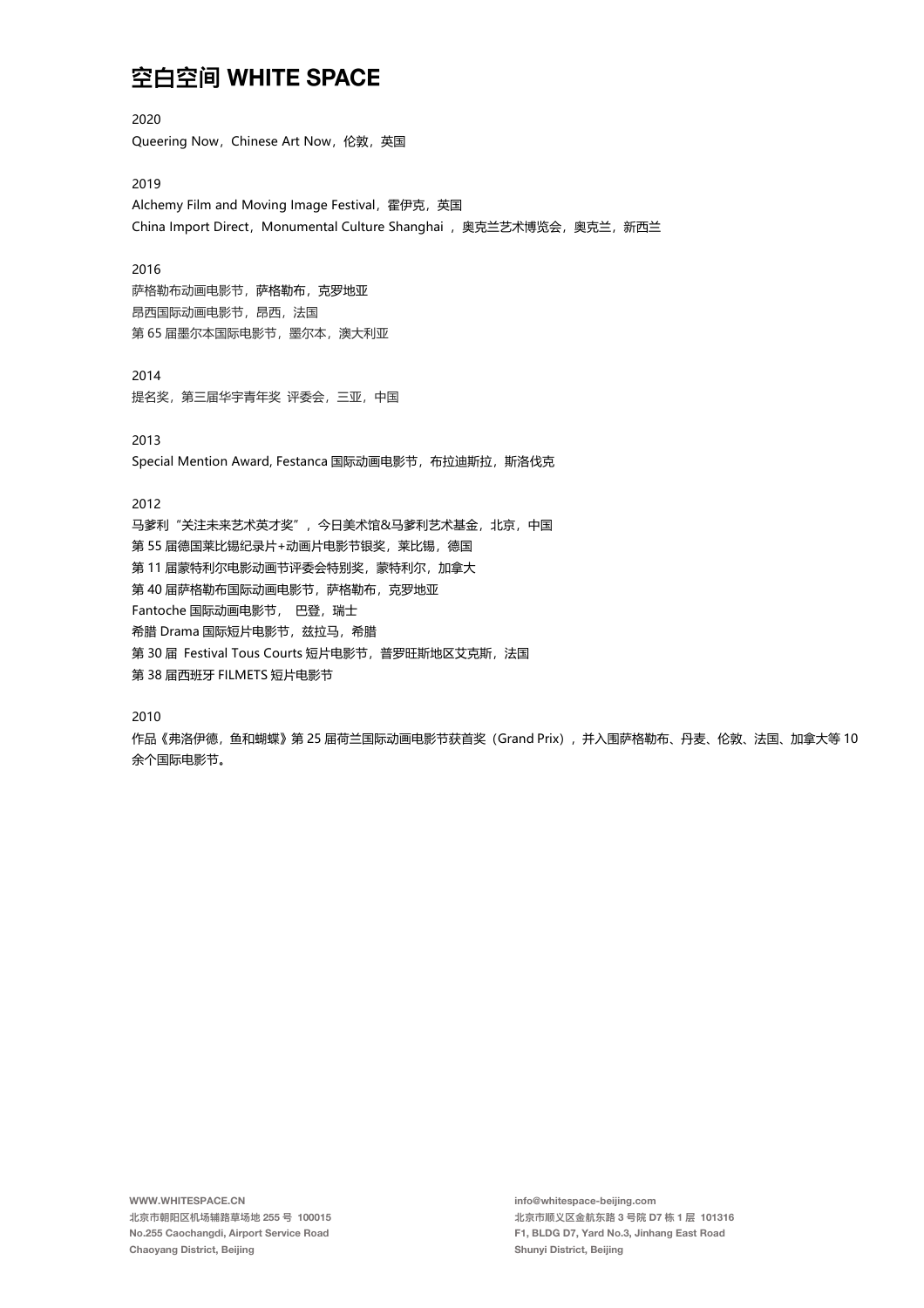2020

Queering Now，Chinese Art Now，伦敦，英国

2019

Alchemy Film and Moving Image Festival，霍伊克，英国

China Import Direct，Monumental Culture Shanghai ，奥克兰艺术博览会，奥克兰，新西兰

2016

萨格勒布动画电影节，萨格勒布，克罗地亚

昂西国际动画电影节，昂西，法国

第 65 届墨尔本国际电影节，墨尔本，澳大利亚

2014

提名奖，第三届华宇青年奖 评委会，三亚，中国

2013

Special Mention Award, Festanca 国际动画电影节，布拉迪斯拉，斯洛伐克

2012

马爹利“关注未来艺术英才奖”，今日美术馆&马爹利艺术基金，北京，中国

第 55 届德国莱比锡纪录片+动画片电影节银奖，莱比锡，德国

第 11 届蒙特利尔电影动画节评委会特别奖，蒙特利尔，加拿大

第 40 届萨格勒布国际动画电影节，萨格勒布，克罗地亚

Fantoche 国际动画电影节， 巴登，瑞士

希腊 Drama 国际短片电影节，兹拉马，希腊

第 30 届 Festival Tous Courts 短片电影节，普罗旺斯地区艾克斯，法国

第 38 届西班牙 FILMETS 短片电影节

2010

作品《弗洛伊德，鱼和蝴蝶》第 25 届荷兰国际动画电影节获首奖（Grand Prix），并入围萨格勒布、丹麦、伦敦、法国、加拿大等 10 余个国际电影节。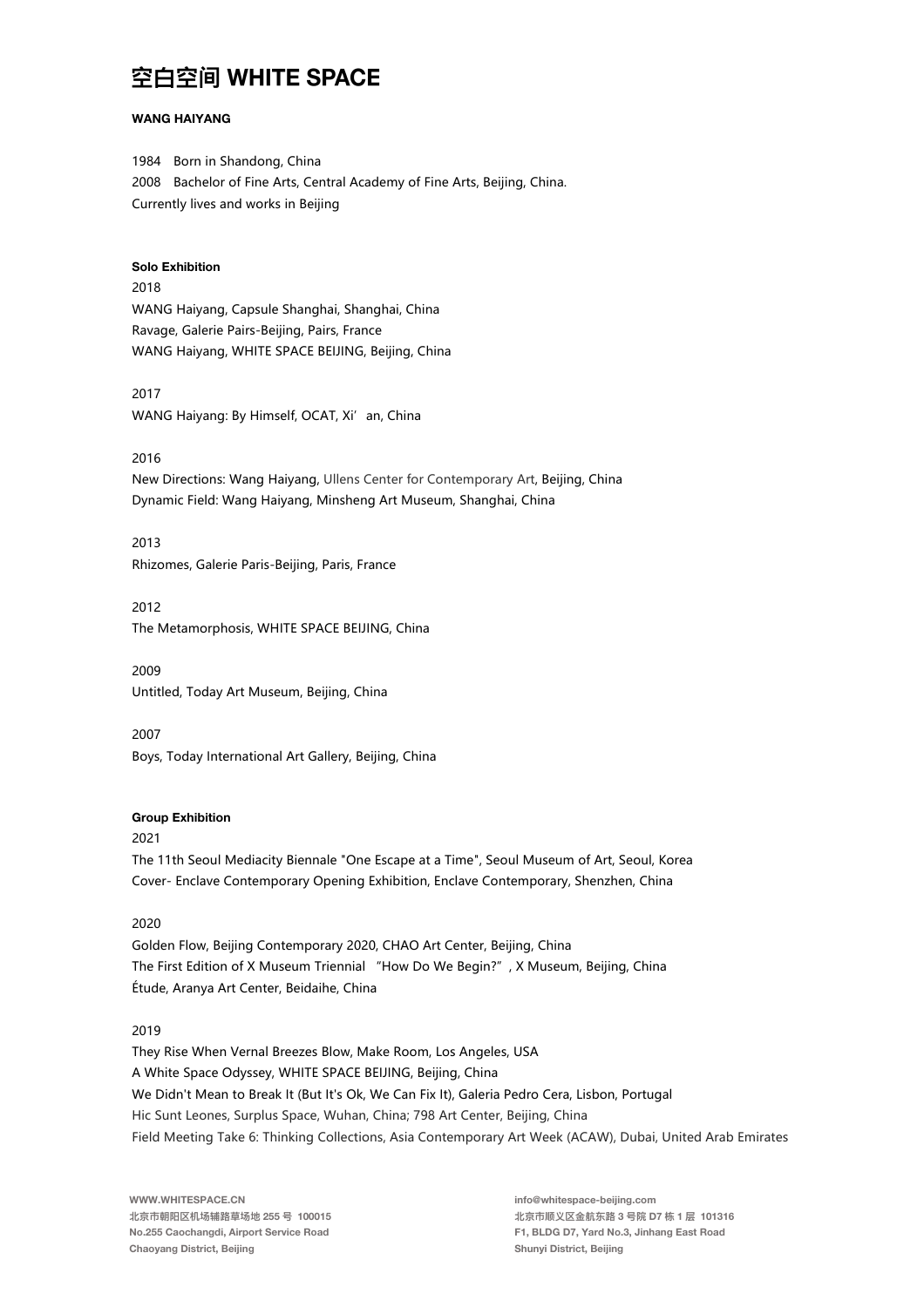# 空白空间 WHITE SPACE

**WANG HAIYANG**

1984 Born in Shandong, China
2008 Bachelor of Fine Arts, Central Academy of Fine Arts, Beijing, China.
Currently lives and works in Beijing

**Solo Exhibition**

2018
WANG Haiyang, Capsule Shanghai, Shanghai, China
Ravage, Galerie Pairs-Beijing, Pairs, France
WANG Haiyang, WHITE SPACE BEIJING, Beijing, China

2017
WANG Haiyang: By Himself, OCAT, Xi' an, China

2016
New Directions: Wang Haiyang, Ullens Center for Contemporary Art, Beijing, China
Dynamic Field: Wang Haiyang, Minsheng Art Museum, Shanghai, China

2013
Rhizomes, Galerie Paris-Beijing, Paris, France

2012
The Metamorphosis, WHITE SPACE BEIJING, China

2009
Untitled, Today Art Museum, Beijing, China

2007
Boys, Today International Art Gallery, Beijing, China

**Group Exhibition**

2021
The 11th Seoul Mediacity Biennale "One Escape at a Time", Seoul Museum of Art, Seoul, Korea
Cover- Enclave Contemporary Opening Exhibition, Enclave Contemporary, Shenzhen, China

2020
Golden Flow, Beijing Contemporary 2020, CHAO Art Center, Beijing, China
The First Edition of X Museum Triennial "How Do We Begin?", X Museum, Beijing, China
Étude, Aranya Art Center, Beidaihe, China

2019
They Rise When Vernal Breezes Blow, Make Room, Los Angeles, USA
A White Space Odyssey, WHITE SPACE BEIJING, Beijing, China
We Didn't Mean to Break It (But It's Ok, We Can Fix It), Galeria Pedro Cera, Lisbon, Portugal
Hic Sunt Leones, Surplus Space, Wuhan, China; 798 Art Center, Beijing, China
Field Meeting Take 6: Thinking Collections, Asia Contemporary Art Week (ACAW), Dubai, United Arab Emirates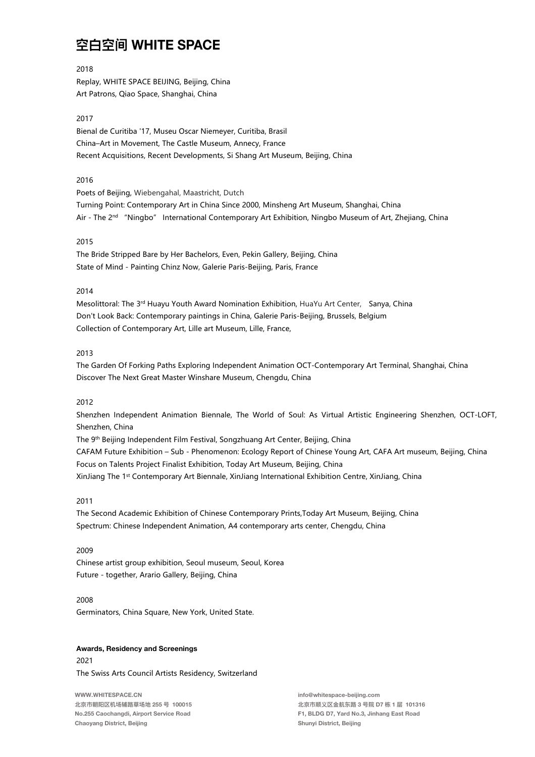2018

Replay, WHITE SPACE BEIJING, Beijing, China

Art Patrons, Qiao Space, Shanghai, China

2017

Bienal de Curitiba '17, Museu Oscar Niemeyer, Curitiba, Brasil

China–Art in Movement, The Castle Museum, Annecy, France

Recent Acquisitions, Recent Developments, Si Shang Art Museum, Beijing, China

2016

Poets of Beijing, Wiebengahal, Maastricht, Dutch

Turning Point: Contemporary Art in China Since 2000, Minsheng Art Museum, Shanghai, China

Air - The 2nd "Ningbo" International Contemporary Art Exhibition, Ningbo Museum of Art, Zhejiang, China

2015

The Bride Stripped Bare by Her Bachelors, Even, Pekin Gallery, Beijing, China

State of Mind - Painting Chinz Now, Galerie Paris-Beijing, Paris, France

2014

Mesolittoral: The 3rd Huayu Youth Award Nomination Exhibition, HuaYu Art Center, Sanya, China

Don't Look Back: Contemporary paintings in China, Galerie Paris-Beijing, Brussels, Belgium

Collection of Contemporary Art, Lille art Museum, Lille, France,

2013

The Garden Of Forking Paths Exploring Independent Animation OCT-Contemporary Art Terminal, Shanghai, China

Discover The Next Great Master Winshare Museum, Chengdu, China

2012

Shenzhen Independent Animation Biennale, The World of Soul: As Virtual Artistic Engineering Shenzhen, OCT-LOFT, Shenzhen, China

The 9th Beijing Independent Film Festival, Songzhuang Art Center, Beijing, China

CAFAM Future Exhibition – Sub - Phenomenon: Ecology Report of Chinese Young Art, CAFA Art museum, Beijing, China

Focus on Talents Project Finalist Exhibition, Today Art Museum, Beijing, China

XinJiang The 1st Contemporary Art Biennale, XinJiang International Exhibition Centre, XinJiang, China

2011

The Second Academic Exhibition of Chinese Contemporary Prints,Today Art Museum, Beijing, China

Spectrum: Chinese Independent Animation, A4 contemporary arts center, Chengdu, China

2009

Chinese artist group exhibition, Seoul museum, Seoul, Korea

Future - together, Arario Gallery, Beijing, China

2008

Germinators, China Square, New York, United State.

**Awards, Residency and Screenings**

2021

The Swiss Arts Council Artists Residency, Switzerland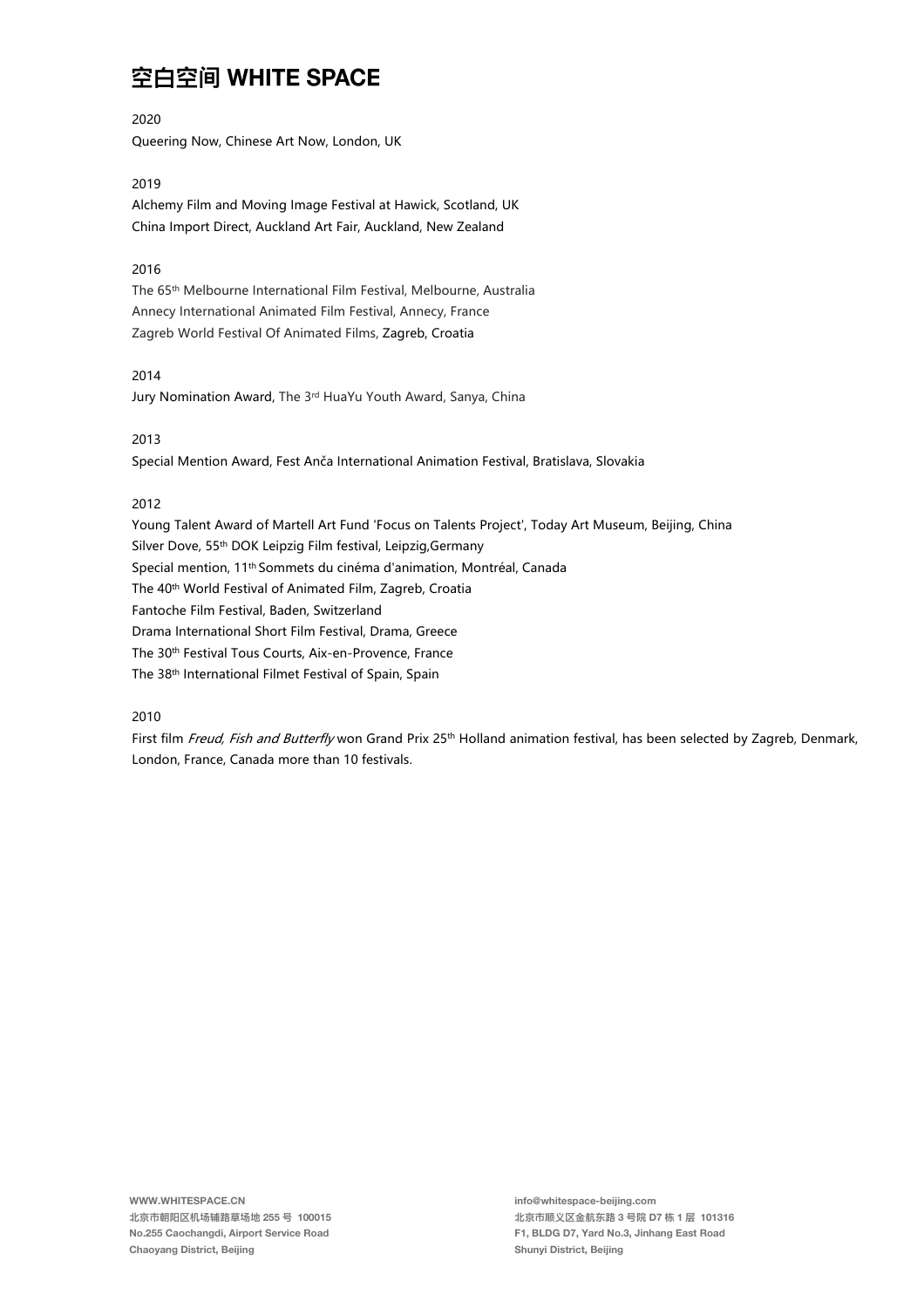2020

Queering Now, Chinese Art Now, London, UK

2019

Alchemy Film and Moving Image Festival at Hawick, Scotland, UK

China Import Direct, Auckland Art Fair, Auckland, New Zealand

2016

The 65th Melbourne International Film Festival, Melbourne, Australia

Annecy International Animated Film Festival, Annecy, France

Zagreb World Festival Of Animated Films, Zagreb, Croatia

2014

Jury Nomination Award, The 3rd HuaYu Youth Award, Sanya, China

2013

Special Mention Award, Fest Anča International Animation Festival, Bratislava, Slovakia

2012

Young Talent Award of Martell Art Fund 'Focus on Talents Project', Today Art Museum, Beijing, China

Silver Dove, 55th DOK Leipzig Film festival, Leipzig,Germany

Special mention, 11th Sommets du cinéma d'animation, Montréal, Canada

The 40th World Festival of Animated Film, Zagreb, Croatia

Fantoche Film Festival, Baden, Switzerland

Drama International Short Film Festival, Drama, Greece

The 30th Festival Tous Courts, Aix-en-Provence, France

The 38th International Filmet Festival of Spain, Spain

2010

First film *Freud, Fish and Butterfly* won Grand Prix 25th Holland animation festival, has been selected by Zagreb, Denmark, London, France, Canada more than 10 festivals.